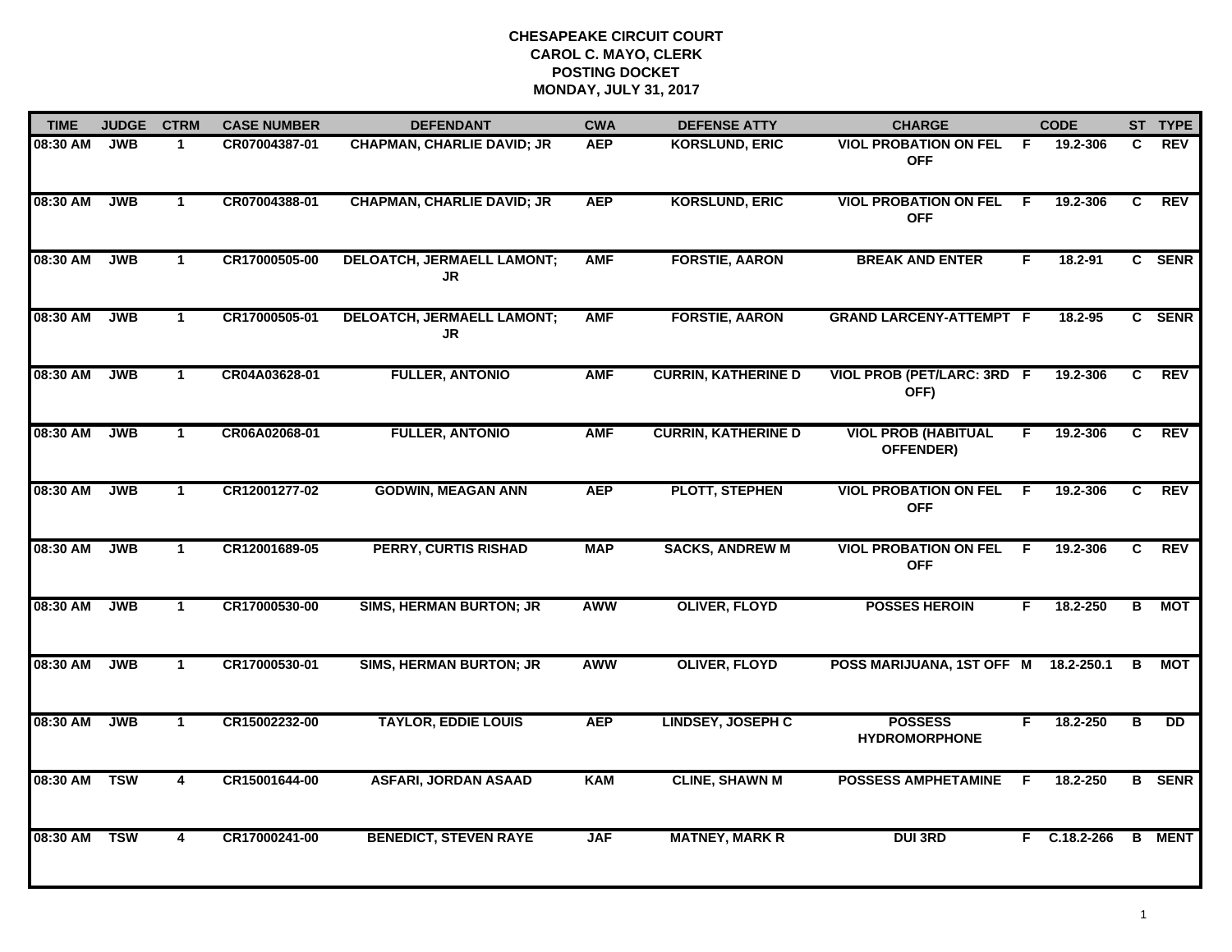# CHESAPEAKE CIRCUIT COURT
## CAROL C. MAYO, CLERK
## POSTING DOCKET
## MONDAY, JULY 31, 2017

| TIME | JUDGE | CTRM | CASE NUMBER | DEFENDANT | CWA | DEFENSE ATTY | CHARGE | | CODE | ST | TYPE |
|---|---|---|---|---|---|---|---|---|---|---|---|
| 08:30 AM | JWB | 1 | CR07004387-01 | CHAPMAN, CHARLIE DAVID; JR | AEP | KORSLUND, ERIC | VIOL PROBATION ON FEL OFF | F | 19.2-306 | C | REV |
| 08:30 AM | JWB | 1 | CR07004388-01 | CHAPMAN, CHARLIE DAVID; JR | AEP | KORSLUND, ERIC | VIOL PROBATION ON FEL OFF | F | 19.2-306 | C | REV |
| 08:30 AM | JWB | 1 | CR17000505-00 | DELOATCH, JERMAELL LAMONT; JR | AMF | FORSTIE, AARON | BREAK AND ENTER | F | 18.2-91 | C | SENR |
| 08:30 AM | JWB | 1 | CR17000505-01 | DELOATCH, JERMAELL LAMONT; JR | AMF | FORSTIE, AARON | GRAND LARCENY-ATTEMPT | F | 18.2-95 | C | SENR |
| 08:30 AM | JWB | 1 | CR04A03628-01 | FULLER, ANTONIO | AMF | CURRIN, KATHERINE D | VIOL PROB (PET/LARC: 3RD OFF) | F | 19.2-306 | C | REV |
| 08:30 AM | JWB | 1 | CR06A02068-01 | FULLER, ANTONIO | AMF | CURRIN, KATHERINE D | VIOL PROB (HABITUAL OFFENDER) | F | 19.2-306 | C | REV |
| 08:30 AM | JWB | 1 | CR12001277-02 | GODWIN, MEAGAN ANN | AEP | PLOTT, STEPHEN | VIOL PROBATION ON FEL OFF | F | 19.2-306 | C | REV |
| 08:30 AM | JWB | 1 | CR12001689-05 | PERRY, CURTIS RISHAD | MAP | SACKS, ANDREW M | VIOL PROBATION ON FEL OFF | F | 19.2-306 | C | REV |
| 08:30 AM | JWB | 1 | CR17000530-00 | SIMS, HERMAN BURTON; JR | AWW | OLIVER, FLOYD | POSSES HEROIN | F | 18.2-250 | B | MOT |
| 08:30 AM | JWB | 1 | CR17000530-01 | SIMS, HERMAN BURTON; JR | AWW | OLIVER, FLOYD | POSS MARIJUANA, 1ST OFF | M | 18.2-250.1 | B | MOT |
| 08:30 AM | JWB | 1 | CR15002232-00 | TAYLOR, EDDIE LOUIS | AEP | LINDSEY, JOSEPH C | POSSESS HYDROMORPHONE | F | 18.2-250 | B | DD |
| 08:30 AM | TSW | 4 | CR15001644-00 | ASFARI, JORDAN ASAAD | KAM | CLINE, SHAWN M | POSSESS AMPHETAMINE | F | 18.2-250 | B | SENR |
| 08:30 AM | TSW | 4 | CR17000241-00 | BENEDICT, STEVEN RAYE | JAF | MATNEY, MARK R | DUI 3RD | F | C.18.2-266 | B | MENT |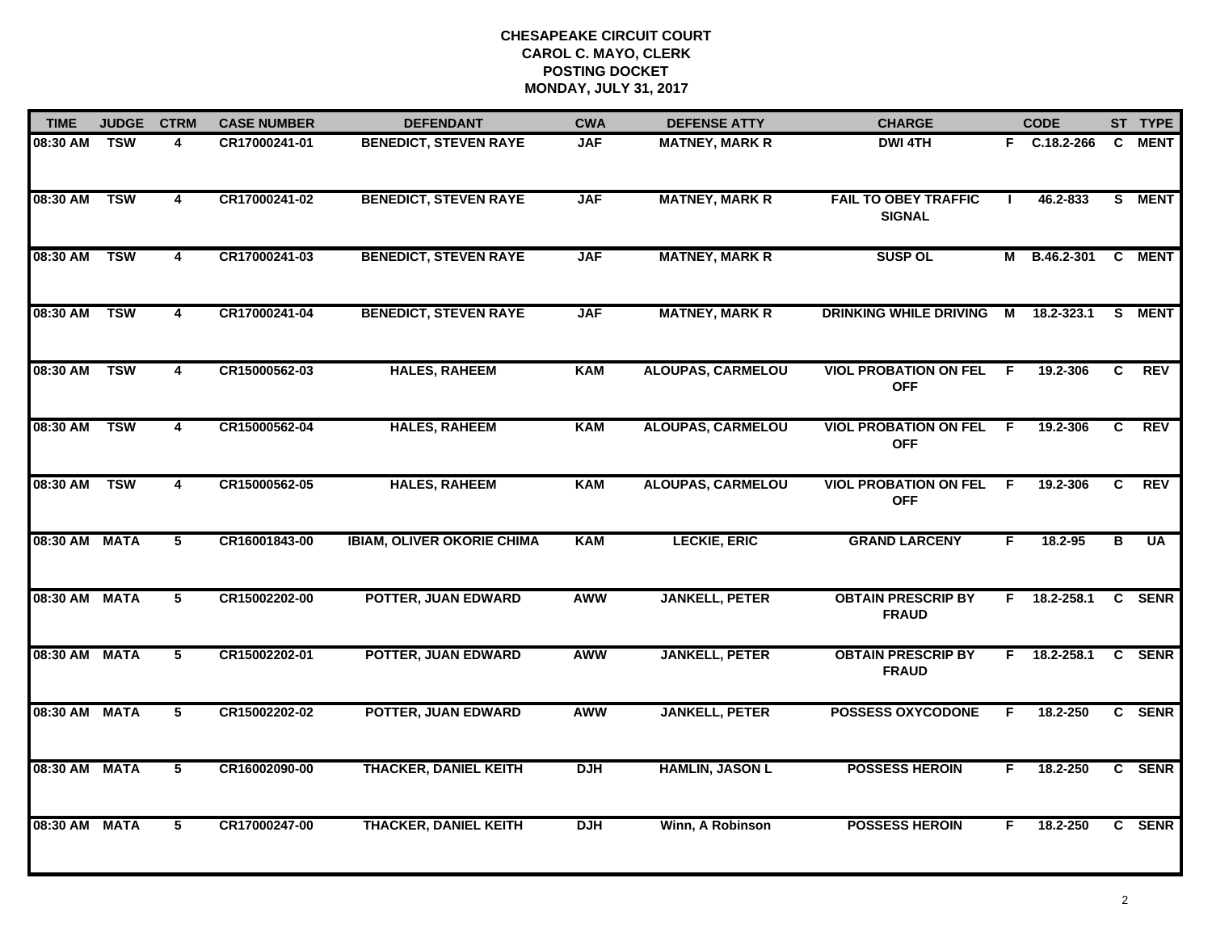**CHESAPEAKE CIRCUIT COURT**
**CAROL C. MAYO, CLERK**
**POSTING DOCKET**
**MONDAY, JULY 31, 2017**

| TIME | JUDGE | CTRM | CASE NUMBER | DEFENDANT | CWA | DEFENSE ATTY | CHARGE | | CODE | ST | TYPE |
|---|---|---|---|---|---|---|---|---|---|---|---|
| 08:30 AM | TSW | 4 | CR17000241-01 | BENEDICT, STEVEN RAYE | JAF | MATNEY, MARK R | DWI 4TH | F | C.18.2-266 | C | MENT |
| 08:30 AM | TSW | 4 | CR17000241-02 | BENEDICT, STEVEN RAYE | JAF | MATNEY, MARK R | FAIL TO OBEY TRAFFIC SIGNAL | I | 46.2-833 | S | MENT |
| 08:30 AM | TSW | 4 | CR17000241-03 | BENEDICT, STEVEN RAYE | JAF | MATNEY, MARK R | SUSP OL | M | B.46.2-301 | C | MENT |
| 08:30 AM | TSW | 4 | CR17000241-04 | BENEDICT, STEVEN RAYE | JAF | MATNEY, MARK R | DRINKING WHILE DRIVING | M | 18.2-323.1 | S | MENT |
| 08:30 AM | TSW | 4 | CR15000562-03 | HALES, RAHEEM | KAM | ALOUPAS, CARMELOU | VIOL PROBATION ON FEL OFF | F | 19.2-306 | C | REV |
| 08:30 AM | TSW | 4 | CR15000562-04 | HALES, RAHEEM | KAM | ALOUPAS, CARMELOU | VIOL PROBATION ON FEL OFF | F | 19.2-306 | C | REV |
| 08:30 AM | TSW | 4 | CR15000562-05 | HALES, RAHEEM | KAM | ALOUPAS, CARMELOU | VIOL PROBATION ON FEL OFF | F | 19.2-306 | C | REV |
| 08:30 AM | MATA | 5 | CR16001843-00 | IBIAM, OLIVER OKORIE CHIMA | KAM | LECKIE, ERIC | GRAND LARCENY | F | 18.2-95 | B | UA |
| 08:30 AM | MATA | 5 | CR15002202-00 | POTTER, JUAN EDWARD | AWW | JANKELL, PETER | OBTAIN PRESCRIP BY FRAUD | F | 18.2-258.1 | C | SENR |
| 08:30 AM | MATA | 5 | CR15002202-01 | POTTER, JUAN EDWARD | AWW | JANKELL, PETER | OBTAIN PRESCRIP BY FRAUD | F | 18.2-258.1 | C | SENR |
| 08:30 AM | MATA | 5 | CR15002202-02 | POTTER, JUAN EDWARD | AWW | JANKELL, PETER | POSSESS OXYCODONE | F | 18.2-250 | C | SENR |
| 08:30 AM | MATA | 5 | CR16002090-00 | THACKER, DANIEL KEITH | DJH | HAMLIN, JASON L | POSSESS HEROIN | F | 18.2-250 | C | SENR |
| 08:30 AM | MATA | 5 | CR17000247-00 | THACKER, DANIEL KEITH | DJH | Winn, A Robinson | POSSESS HEROIN | F | 18.2-250 | C | SENR |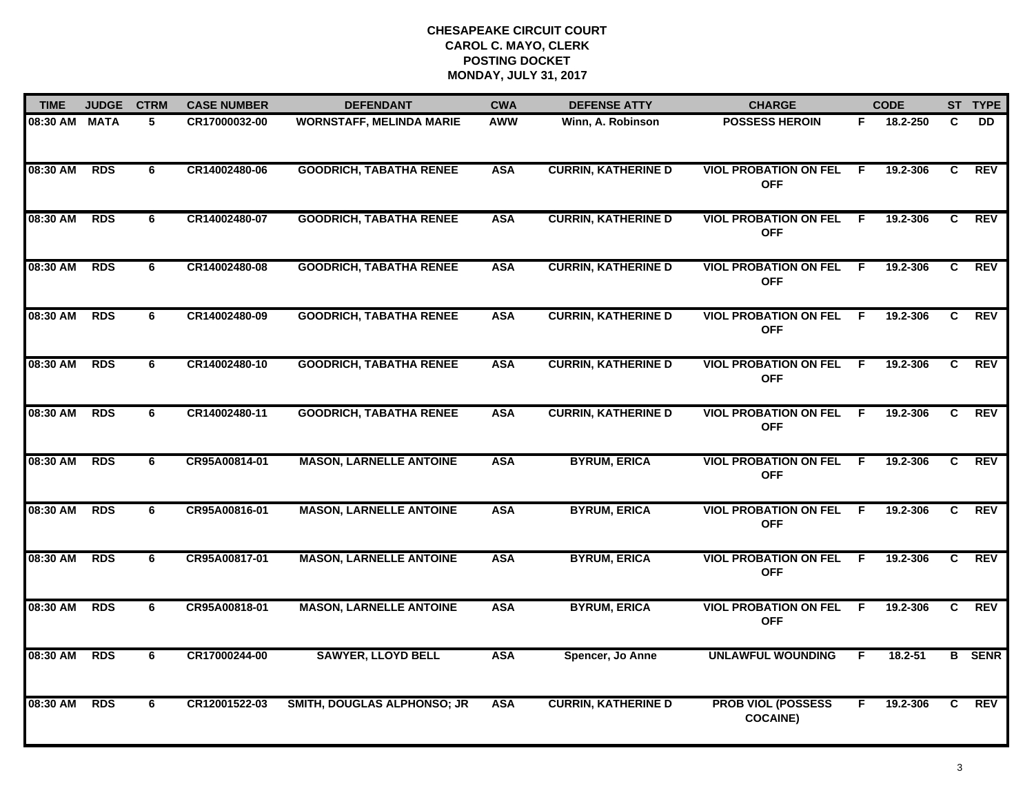# CHESAPEAKE CIRCUIT COURT
## CAROL C. MAYO, CLERK
## POSTING DOCKET
## MONDAY, JULY 31, 2017

| TIME | JUDGE | CTRM | CASE NUMBER | DEFENDANT | CWA | DEFENSE ATTY | CHARGE | | CODE | ST | TYPE |
|---|---|---|---|---|---|---|---|---|---|---|---|
| 08:30 AM | MATA | 5 | CR17000032-00 | WORNSTAFF, MELINDA MARIE | AWW | Winn, A. Robinson | POSSESS HEROIN | F | 18.2-250 | C | DD |
| 08:30 AM | RDS | 6 | CR14002480-06 | GOODRICH, TABATHA RENEE | ASA | CURRIN, KATHERINE D | VIOL PROBATION ON FEL OFF | F | 19.2-306 | C | REV |
| 08:30 AM | RDS | 6 | CR14002480-07 | GOODRICH, TABATHA RENEE | ASA | CURRIN, KATHERINE D | VIOL PROBATION ON FEL OFF | F | 19.2-306 | C | REV |
| 08:30 AM | RDS | 6 | CR14002480-08 | GOODRICH, TABATHA RENEE | ASA | CURRIN, KATHERINE D | VIOL PROBATION ON FEL OFF | F | 19.2-306 | C | REV |
| 08:30 AM | RDS | 6 | CR14002480-09 | GOODRICH, TABATHA RENEE | ASA | CURRIN, KATHERINE D | VIOL PROBATION ON FEL OFF | F | 19.2-306 | C | REV |
| 08:30 AM | RDS | 6 | CR14002480-10 | GOODRICH, TABATHA RENEE | ASA | CURRIN, KATHERINE D | VIOL PROBATION ON FEL OFF | F | 19.2-306 | C | REV |
| 08:30 AM | RDS | 6 | CR14002480-11 | GOODRICH, TABATHA RENEE | ASA | CURRIN, KATHERINE D | VIOL PROBATION ON FEL OFF | F | 19.2-306 | C | REV |
| 08:30 AM | RDS | 6 | CR95A00814-01 | MASON, LARNELLE ANTOINE | ASA | BYRUM, ERICA | VIOL PROBATION ON FEL OFF | F | 19.2-306 | C | REV |
| 08:30 AM | RDS | 6 | CR95A00816-01 | MASON, LARNELLE ANTOINE | ASA | BYRUM, ERICA | VIOL PROBATION ON FEL OFF | F | 19.2-306 | C | REV |
| 08:30 AM | RDS | 6 | CR95A00817-01 | MASON, LARNELLE ANTOINE | ASA | BYRUM, ERICA | VIOL PROBATION ON FEL OFF | F | 19.2-306 | C | REV |
| 08:30 AM | RDS | 6 | CR95A00818-01 | MASON, LARNELLE ANTOINE | ASA | BYRUM, ERICA | VIOL PROBATION ON FEL OFF | F | 19.2-306 | C | REV |
| 08:30 AM | RDS | 6 | CR17000244-00 | SAWYER, LLOYD BELL | ASA | Spencer, Jo Anne | UNLAWFUL WOUNDING | F | 18.2-51 | B | SENR |
| 08:30 AM | RDS | 6 | CR12001522-03 | SMITH, DOUGLAS ALPHONSO; JR | ASA | CURRIN, KATHERINE D | PROB VIOL (POSSESS COCAINE) | F | 19.2-306 | C | REV |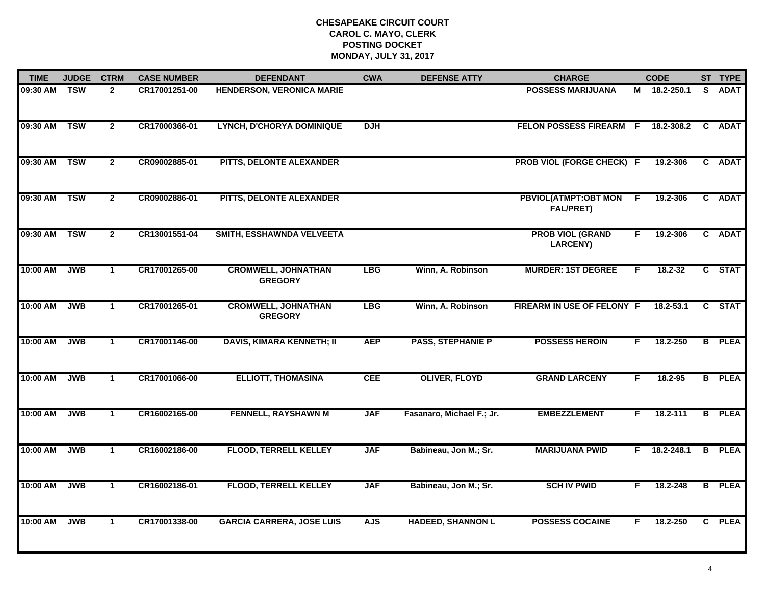**CHESAPEAKE CIRCUIT COURT**
**CAROL C. MAYO, CLERK**
**POSTING DOCKET**
**MONDAY, JULY 31, 2017**

| TIME | JUDGE | CTRM | CASE NUMBER | DEFENDANT | CWA | DEFENSE ATTY | CHARGE | | CODE | ST | TYPE |
|---|---|---|---|---|---|---|---|---|---|---|---|
| 09:30 AM | TSW | 2 | CR17001251-00 | HENDERSON, VERONICA MARIE | | | POSSESS MARIJUANA | M | 18.2-250.1 | S | ADAT |
| 09:30 AM | TSW | 2 | CR17000366-01 | LYNCH, D'CHORYA DOMINIQUE | DJH | | FELON POSSESS FIREARM | F | 18.2-308.2 | C | ADAT |
| 09:30 AM | TSW | 2 | CR09002885-01 | PITTS, DELONTE ALEXANDER | | | PROB VIOL (FORGE CHECK) | F | 19.2-306 | C | ADAT |
| 09:30 AM | TSW | 2 | CR09002886-01 | PITTS, DELONTE ALEXANDER | | | PBVIOL(ATMPT:OBT MON FAL/PRET) | F | 19.2-306 | C | ADAT |
| 09:30 AM | TSW | 2 | CR13001551-04 | SMITH, ESSHAWNDA VELVEETA | | | PROB VIOL (GRAND LARCENY) | F | 19.2-306 | C | ADAT |
| 10:00 AM | JWB | 1 | CR17001265-00 | CROMWELL, JOHNATHAN GREGORY | LBG | Winn, A. Robinson | MURDER: 1ST DEGREE | F | 18.2-32 | C | STAT |
| 10:00 AM | JWB | 1 | CR17001265-01 | CROMWELL, JOHNATHAN GREGORY | LBG | Winn, A. Robinson | FIREARM IN USE OF FELONY | F | 18.2-53.1 | C | STAT |
| 10:00 AM | JWB | 1 | CR17001146-00 | DAVIS, KIMARA KENNETH; II | AEP | PASS, STEPHANIE P | POSSESS HEROIN | F | 18.2-250 | B | PLEA |
| 10:00 AM | JWB | 1 | CR17001066-00 | ELLIOTT, THOMASINA | CEE | OLIVER, FLOYD | GRAND LARCENY | F | 18.2-95 | B | PLEA |
| 10:00 AM | JWB | 1 | CR16002165-00 | FENNELL, RAYSHAWN M | JAF | Fasanaro, Michael F.; Jr. | EMBEZZLEMENT | F | 18.2-111 | B | PLEA |
| 10:00 AM | JWB | 1 | CR16002186-00 | FLOOD, TERRELL KELLEY | JAF | Babineau, Jon M.; Sr. | MARIJUANA PWID | F | 18.2-248.1 | B | PLEA |
| 10:00 AM | JWB | 1 | CR16002186-01 | FLOOD, TERRELL KELLEY | JAF | Babineau, Jon M.; Sr. | SCH IV PWID | F | 18.2-248 | B | PLEA |
| 10:00 AM | JWB | 1 | CR17001338-00 | GARCIA CARRERA, JOSE LUIS | AJS | HADEED, SHANNON L | POSSESS COCAINE | F | 18.2-250 | C | PLEA |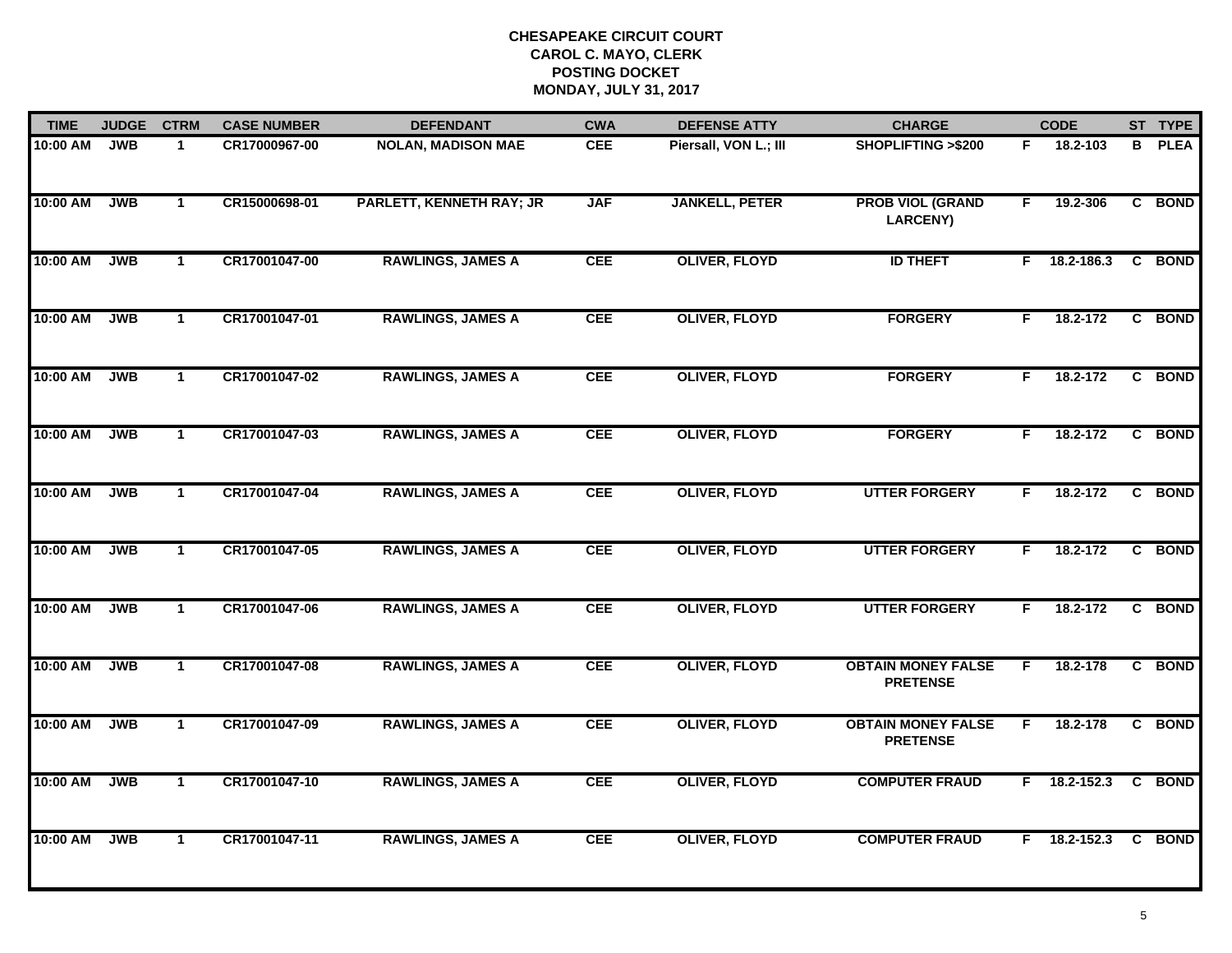**CHESAPEAKE CIRCUIT COURT**
**CAROL C. MAYO, CLERK**
**POSTING DOCKET**
**MONDAY, JULY 31, 2017**

| TIME | JUDGE | CTRM | CASE NUMBER | DEFENDANT | CWA | DEFENSE ATTY | CHARGE | | CODE | ST | TYPE |
|---|---|---|---|---|---|---|---|---|---|---|---|
| 10:00 AM | JWB | 1 | CR17000967-00 | NOLAN, MADISON MAE | CEE | Piersall, VON L.; III | SHOPLIFTING >$200 | F | 18.2-103 | B | PLEA |
| 10:00 AM | JWB | 1 | CR15000698-01 | PARLETT, KENNETH RAY; JR | JAF | JANKELL, PETER | PROB VIOL (GRAND LARCENY) | F | 19.2-306 | C | BOND |
| 10:00 AM | JWB | 1 | CR17001047-00 | RAWLINGS, JAMES A | CEE | OLIVER, FLOYD | ID THEFT | F | 18.2-186.3 | C | BOND |
| 10:00 AM | JWB | 1 | CR17001047-01 | RAWLINGS, JAMES A | CEE | OLIVER, FLOYD | FORGERY | F | 18.2-172 | C | BOND |
| 10:00 AM | JWB | 1 | CR17001047-02 | RAWLINGS, JAMES A | CEE | OLIVER, FLOYD | FORGERY | F | 18.2-172 | C | BOND |
| 10:00 AM | JWB | 1 | CR17001047-03 | RAWLINGS, JAMES A | CEE | OLIVER, FLOYD | FORGERY | F | 18.2-172 | C | BOND |
| 10:00 AM | JWB | 1 | CR17001047-04 | RAWLINGS, JAMES A | CEE | OLIVER, FLOYD | UTTER FORGERY | F | 18.2-172 | C | BOND |
| 10:00 AM | JWB | 1 | CR17001047-05 | RAWLINGS, JAMES A | CEE | OLIVER, FLOYD | UTTER FORGERY | F | 18.2-172 | C | BOND |
| 10:00 AM | JWB | 1 | CR17001047-06 | RAWLINGS, JAMES A | CEE | OLIVER, FLOYD | UTTER FORGERY | F | 18.2-172 | C | BOND |
| 10:00 AM | JWB | 1 | CR17001047-08 | RAWLINGS, JAMES A | CEE | OLIVER, FLOYD | OBTAIN MONEY FALSE PRETENSE | F | 18.2-178 | C | BOND |
| 10:00 AM | JWB | 1 | CR17001047-09 | RAWLINGS, JAMES A | CEE | OLIVER, FLOYD | OBTAIN MONEY FALSE PRETENSE | F | 18.2-178 | C | BOND |
| 10:00 AM | JWB | 1 | CR17001047-10 | RAWLINGS, JAMES A | CEE | OLIVER, FLOYD | COMPUTER FRAUD | F | 18.2-152.3 | C | BOND |
| 10:00 AM | JWB | 1 | CR17001047-11 | RAWLINGS, JAMES A | CEE | OLIVER, FLOYD | COMPUTER FRAUD | F | 18.2-152.3 | C | BOND |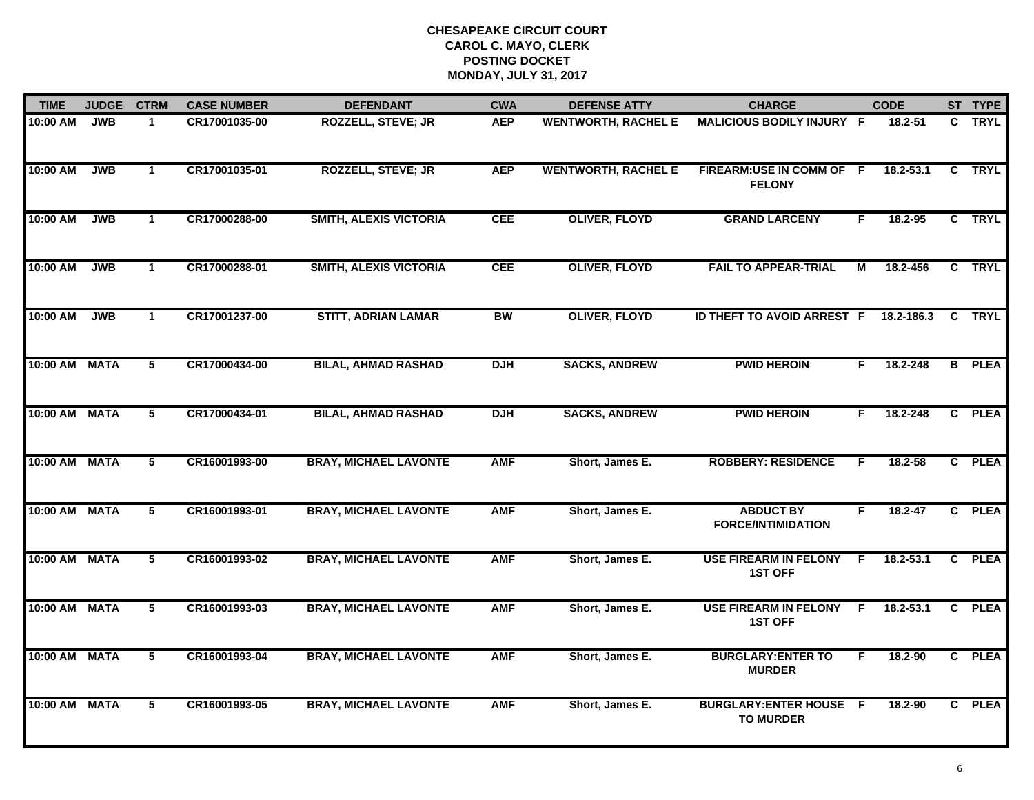**CHESAPEAKE CIRCUIT COURT**
**CAROL C. MAYO, CLERK**
**POSTING DOCKET**
**MONDAY, JULY 31, 2017**

| TIME | JUDGE | CTRM | CASE NUMBER | DEFENDANT | CWA | DEFENSE ATTY | CHARGE | | CODE | ST | TYPE |
|---|---|---|---|---|---|---|---|---|---|---|---|
| 10:00 AM | JWB | 1 | CR17001035-00 | ROZZELL, STEVE; JR | AEP | WENTWORTH, RACHEL E | MALICIOUS BODILY INJURY | F | 18.2-51 | C | TRYL |
| 10:00 AM | JWB | 1 | CR17001035-01 | ROZZELL, STEVE; JR | AEP | WENTWORTH, RACHEL E | FIREARM:USE IN COMM OF FELONY | F | 18.2-53.1 | C | TRYL |
| 10:00 AM | JWB | 1 | CR17000288-00 | SMITH, ALEXIS VICTORIA | CEE | OLIVER, FLOYD | GRAND LARCENY | F | 18.2-95 | C | TRYL |
| 10:00 AM | JWB | 1 | CR17000288-01 | SMITH, ALEXIS VICTORIA | CEE | OLIVER, FLOYD | FAIL TO APPEAR-TRIAL | M | 18.2-456 | C | TRYL |
| 10:00 AM | JWB | 1 | CR17001237-00 | STITT, ADRIAN LAMAR | BW | OLIVER, FLOYD | ID THEFT TO AVOID ARREST | F | 18.2-186.3 | C | TRYL |
| 10:00 AM | MATA | 5 | CR17000434-00 | BILAL, AHMAD RASHAD | DJH | SACKS, ANDREW | PWID HEROIN | F | 18.2-248 | B | PLEA |
| 10:00 AM | MATA | 5 | CR17000434-01 | BILAL, AHMAD RASHAD | DJH | SACKS, ANDREW | PWID HEROIN | F | 18.2-248 | C | PLEA |
| 10:00 AM | MATA | 5 | CR16001993-00 | BRAY, MICHAEL LAVONTE | AMF | Short, James E. | ROBBERY: RESIDENCE | F | 18.2-58 | C | PLEA |
| 10:00 AM | MATA | 5 | CR16001993-01 | BRAY, MICHAEL LAVONTE | AMF | Short, James E. | ABDUCT BY FORCE/INTIMIDATION | F | 18.2-47 | C | PLEA |
| 10:00 AM | MATA | 5 | CR16001993-02 | BRAY, MICHAEL LAVONTE | AMF | Short, James E. | USE FIREARM IN FELONY 1ST OFF | F | 18.2-53.1 | C | PLEA |
| 10:00 AM | MATA | 5 | CR16001993-03 | BRAY, MICHAEL LAVONTE | AMF | Short, James E. | USE FIREARM IN FELONY 1ST OFF | F | 18.2-53.1 | C | PLEA |
| 10:00 AM | MATA | 5 | CR16001993-04 | BRAY, MICHAEL LAVONTE | AMF | Short, James E. | BURGLARY:ENTER TO MURDER | F | 18.2-90 | C | PLEA |
| 10:00 AM | MATA | 5 | CR16001993-05 | BRAY, MICHAEL LAVONTE | AMF | Short, James E. | BURGLARY:ENTER HOUSE TO MURDER | F | 18.2-90 | C | PLEA |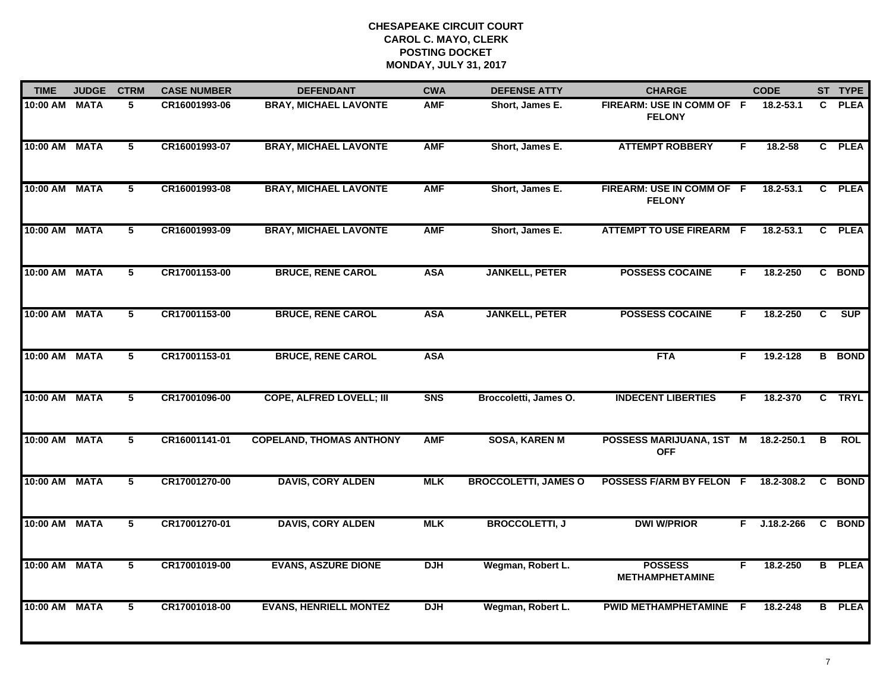**CHESAPEAKE CIRCUIT COURT**
**CAROL C. MAYO, CLERK**
**POSTING DOCKET**
**MONDAY, JULY 31, 2017**

| TIME | JUDGE | CTRM | CASE NUMBER | DEFENDANT | CWA | DEFENSE ATTY | CHARGE | | CODE | ST | TYPE |
|---|---|---|---|---|---|---|---|---|---|---|---|
| 10:00 AM | MATA | 5 | CR16001993-06 | BRAY, MICHAEL LAVONTE | AMF | Short, James E. | FIREARM: USE IN COMM OF FELONY | F | 18.2-53.1 | C | PLEA |
| 10:00 AM | MATA | 5 | CR16001993-07 | BRAY, MICHAEL LAVONTE | AMF | Short, James E. | ATTEMPT ROBBERY | F | 18.2-58 | C | PLEA |
| 10:00 AM | MATA | 5 | CR16001993-08 | BRAY, MICHAEL LAVONTE | AMF | Short, James E. | FIREARM: USE IN COMM OF FELONY | F | 18.2-53.1 | C | PLEA |
| 10:00 AM | MATA | 5 | CR16001993-09 | BRAY, MICHAEL LAVONTE | AMF | Short, James E. | ATTEMPT TO USE FIREARM | F | 18.2-53.1 | C | PLEA |
| 10:00 AM | MATA | 5 | CR17001153-00 | BRUCE, RENE CAROL | ASA | JANKELL, PETER | POSSESS COCAINE | F | 18.2-250 | C | BOND |
| 10:00 AM | MATA | 5 | CR17001153-00 | BRUCE, RENE CAROL | ASA | JANKELL, PETER | POSSESS COCAINE | F | 18.2-250 | C | SUP |
| 10:00 AM | MATA | 5 | CR17001153-01 | BRUCE, RENE CAROL | ASA | | FTA | F | 19.2-128 | B | BOND |
| 10:00 AM | MATA | 5 | CR17001096-00 | COPE, ALFRED LOVELL; III | SNS | Broccoletti, James O. | INDECENT LIBERTIES | F | 18.2-370 | C | TRYL |
| 10:00 AM | MATA | 5 | CR16001141-01 | COPELAND, THOMAS ANTHONY | AMF | SOSA, KAREN M | POSSESS MARIJUANA, 1ST OFF | M | 18.2-250.1 | B | ROL |
| 10:00 AM | MATA | 5 | CR17001270-00 | DAVIS, CORY ALDEN | MLK | BROCCOLETTI, JAMES O | POSSESS F/ARM BY FELON | F | 18.2-308.2 | C | BOND |
| 10:00 AM | MATA | 5 | CR17001270-01 | DAVIS, CORY ALDEN | MLK | BROCCOLETTI, J | DWI W/PRIOR | F | J.18.2-266 | C | BOND |
| 10:00 AM | MATA | 5 | CR17001019-00 | EVANS, ASZURE DIONE | DJH | Wegman, Robert L. | POSSESS METHAMPHETAMINE | F | 18.2-250 | B | PLEA |
| 10:00 AM | MATA | 5 | CR17001018-00 | EVANS, HENRIELL MONTEZ | DJH | Wegman, Robert L. | PWID METHAMPHETAMINE | F | 18.2-248 | B | PLEA |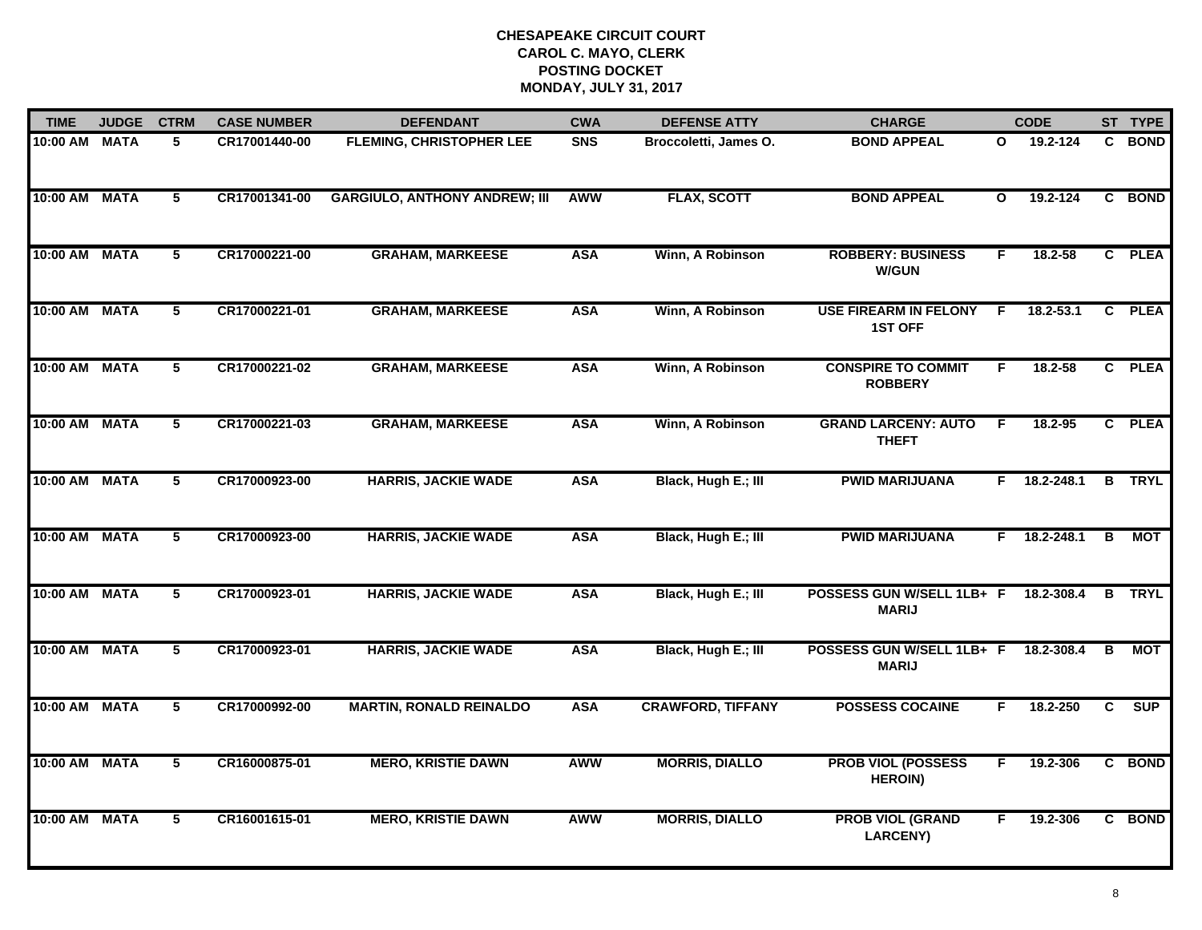**CHESAPEAKE CIRCUIT COURT**
**CAROL C. MAYO, CLERK**
**POSTING DOCKET**
**MONDAY, JULY 31, 2017**

| TIME | JUDGE | CTRM | CASE NUMBER | DEFENDANT | CWA | DEFENSE ATTY | CHARGE | | CODE | ST | TYPE |
|---|---|---|---|---|---|---|---|---|---|---|---|
| 10:00 AM | MATA | 5 | CR17001440-00 | FLEMING, CHRISTOPHER LEE | SNS | Broccoletti, James O. | BOND APPEAL | O | 19.2-124 | C | BOND |
| 10:00 AM | MATA | 5 | CR17001341-00 | GARGIULO, ANTHONY ANDREW; III | AWW | FLAX, SCOTT | BOND APPEAL | O | 19.2-124 | C | BOND |
| 10:00 AM | MATA | 5 | CR17000221-00 | GRAHAM, MARKEESE | ASA | Winn, A Robinson | ROBBERY: BUSINESS W/GUN | F | 18.2-58 | C | PLEA |
| 10:00 AM | MATA | 5 | CR17000221-01 | GRAHAM, MARKEESE | ASA | Winn, A Robinson | USE FIREARM IN FELONY 1ST OFF | F | 18.2-53.1 | C | PLEA |
| 10:00 AM | MATA | 5 | CR17000221-02 | GRAHAM, MARKEESE | ASA | Winn, A Robinson | CONSPIRE TO COMMIT ROBBERY | F | 18.2-58 | C | PLEA |
| 10:00 AM | MATA | 5 | CR17000221-03 | GRAHAM, MARKEESE | ASA | Winn, A Robinson | GRAND LARCENY: AUTO THEFT | F | 18.2-95 | C | PLEA |
| 10:00 AM | MATA | 5 | CR17000923-00 | HARRIS, JACKIE WADE | ASA | Black, Hugh E.; III | PWID MARIJUANA | F | 18.2-248.1 | B | TRYL |
| 10:00 AM | MATA | 5 | CR17000923-00 | HARRIS, JACKIE WADE | ASA | Black, Hugh E.; III | PWID MARIJUANA | F | 18.2-248.1 | B | MOT |
| 10:00 AM | MATA | 5 | CR17000923-01 | HARRIS, JACKIE WADE | ASA | Black, Hugh E.; III | POSSESS GUN W/SELL 1LB+ MARIJ | F | 18.2-308.4 | B | TRYL |
| 10:00 AM | MATA | 5 | CR17000923-01 | HARRIS, JACKIE WADE | ASA | Black, Hugh E.; III | POSSESS GUN W/SELL 1LB+ MARIJ | F | 18.2-308.4 | B | MOT |
| 10:00 AM | MATA | 5 | CR17000992-00 | MARTIN, RONALD REINALDO | ASA | CRAWFORD, TIFFANY | POSSESS COCAINE | F | 18.2-250 | C | SUP |
| 10:00 AM | MATA | 5 | CR16000875-01 | MERO, KRISTIE DAWN | AWW | MORRIS, DIALLO | PROB VIOL (POSSESS HEROIN) | F | 19.2-306 | C | BOND |
| 10:00 AM | MATA | 5 | CR16001615-01 | MERO, KRISTIE DAWN | AWW | MORRIS, DIALLO | PROB VIOL (GRAND LARCENY) | F | 19.2-306 | C | BOND |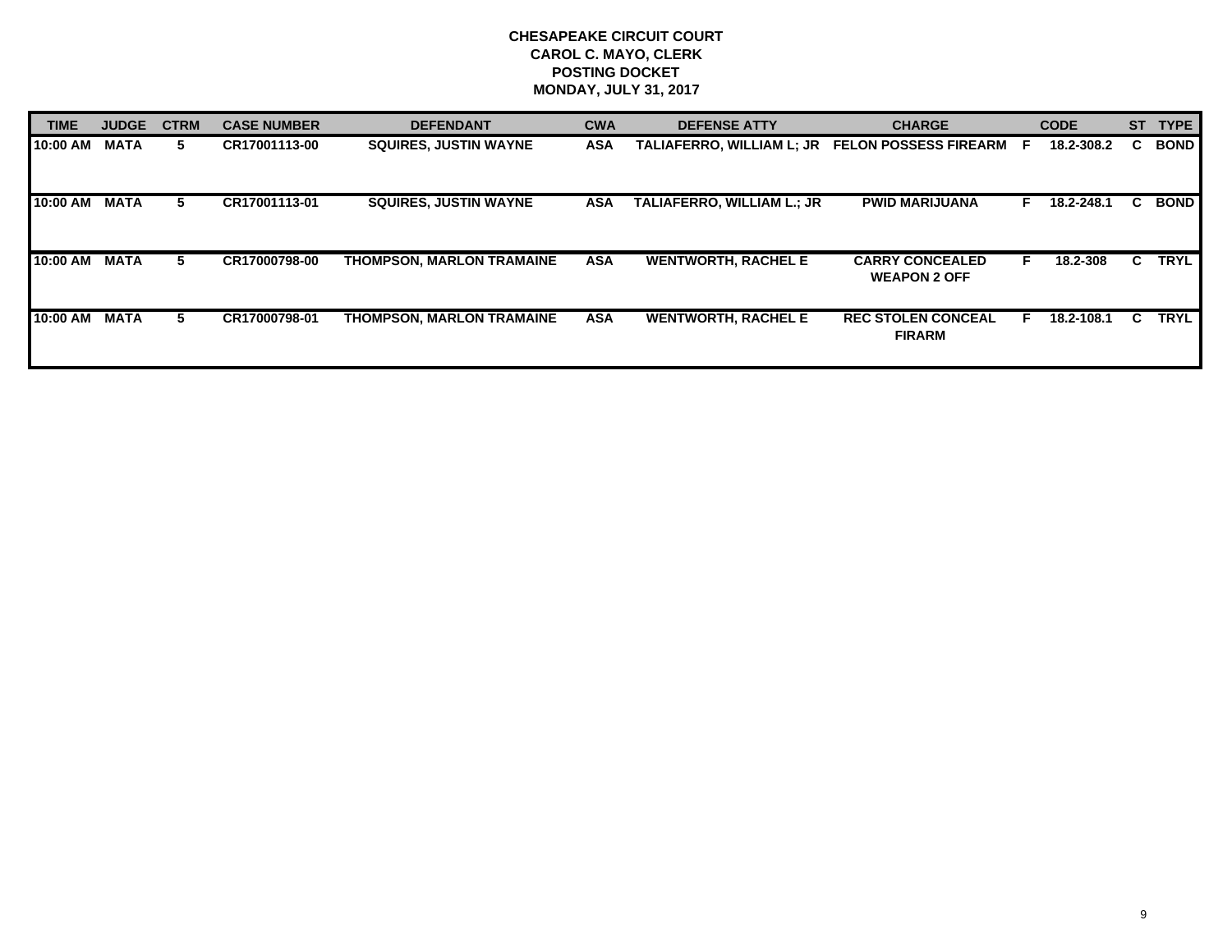**CHESAPEAKE CIRCUIT COURT**
**CAROL C. MAYO, CLERK**
**POSTING DOCKET**
**MONDAY, JULY 31, 2017**

| TIME | JUDGE | CTRM | CASE NUMBER | DEFENDANT | CWA | DEFENSE ATTY | CHARGE | | CODE | ST | TYPE |
|---|---|---|---|---|---|---|---|---|---|---|---|
| 10:00 AM | MATA | 5 | CR17001113-00 | SQUIRES, JUSTIN WAYNE | ASA | TALIAFERRO, WILLIAM L; JR | FELON POSSESS FIREARM | F | 18.2-308.2 | C | BOND |
| 10:00 AM | MATA | 5 | CR17001113-01 | SQUIRES, JUSTIN WAYNE | ASA | TALIAFERRO, WILLIAM L.; JR | PWID MARIJUANA | F | 18.2-248.1 | C | BOND |
| 10:00 AM | MATA | 5 | CR17000798-00 | THOMPSON, MARLON TRAMAINE | ASA | WENTWORTH, RACHEL E | CARRY CONCEALED WEAPON 2 OFF | F | 18.2-308 | C | TRYL |
| 10:00 AM | MATA | 5 | CR17000798-01 | THOMPSON, MARLON TRAMAINE | ASA | WENTWORTH, RACHEL E | REC STOLEN CONCEAL FIRARM | F | 18.2-108.1 | C | TRYL |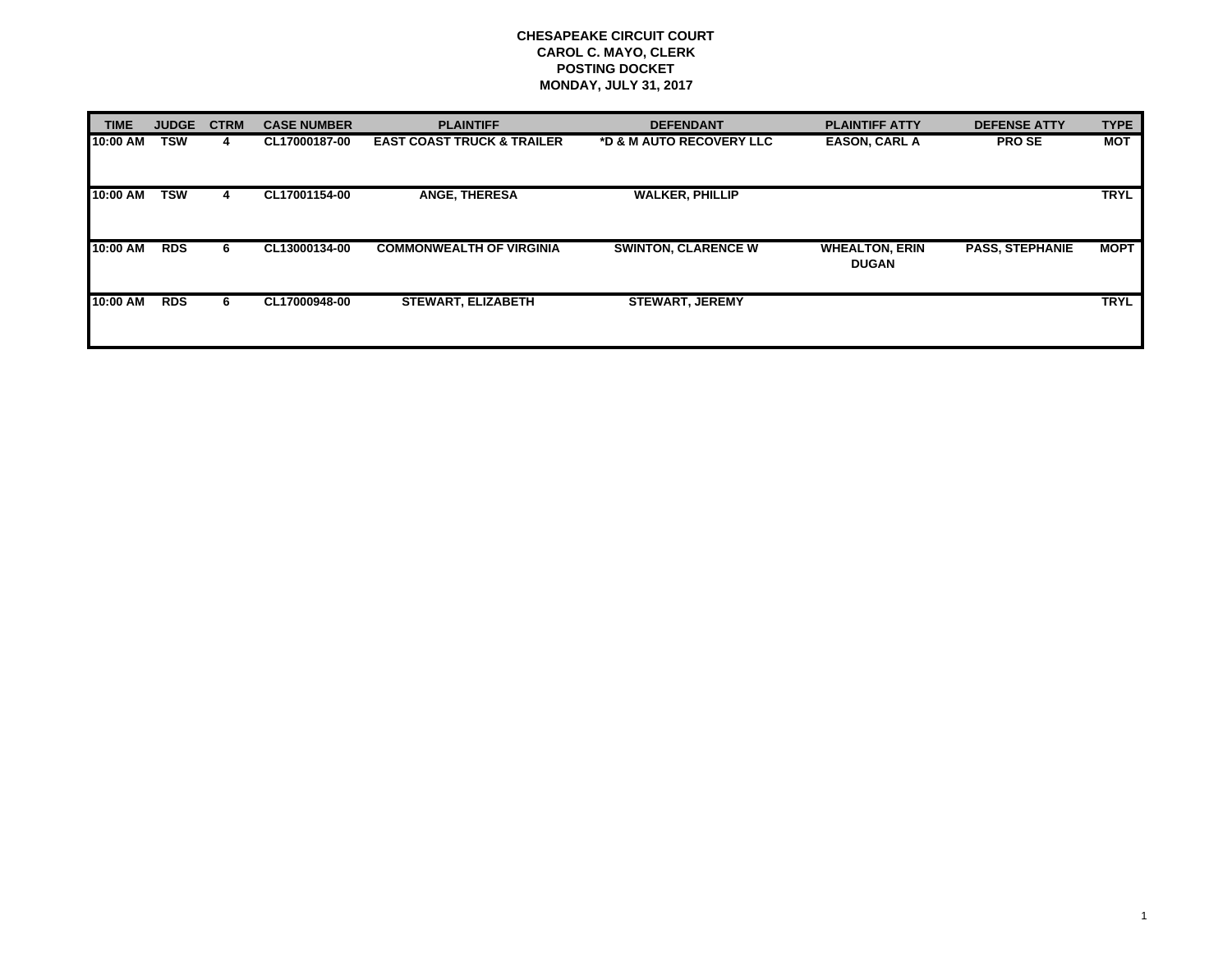**CHESAPEAKE CIRCUIT COURT**
**CAROL C. MAYO, CLERK**
**POSTING DOCKET**
**MONDAY, JULY 31, 2017**

| TIME | JUDGE | CTRM | CASE NUMBER | PLAINTIFF | DEFENDANT | PLAINTIFF ATTY | DEFENSE ATTY | TYPE |
|---|---|---|---|---|---|---|---|---|
| 10:00 AM | TSW | 4 | CL17000187-00 | EAST COAST TRUCK & TRAILER | *D & M AUTO RECOVERY LLC | EASON, CARL A | PRO SE | MOT |
| 10:00 AM | TSW | 4 | CL17001154-00 | ANGE, THERESA | WALKER, PHILLIP | | | TRYL |
| 10:00 AM | RDS | 6 | CL13000134-00 | COMMONWEALTH OF VIRGINIA | SWINTON, CLARENCE W | WHEALTON, ERIN DUGAN | PASS, STEPHANIE | MOPT |
| 10:00 AM | RDS | 6 | CL17000948-00 | STEWART, ELIZABETH | STEWART, JEREMY | | | TRYL |